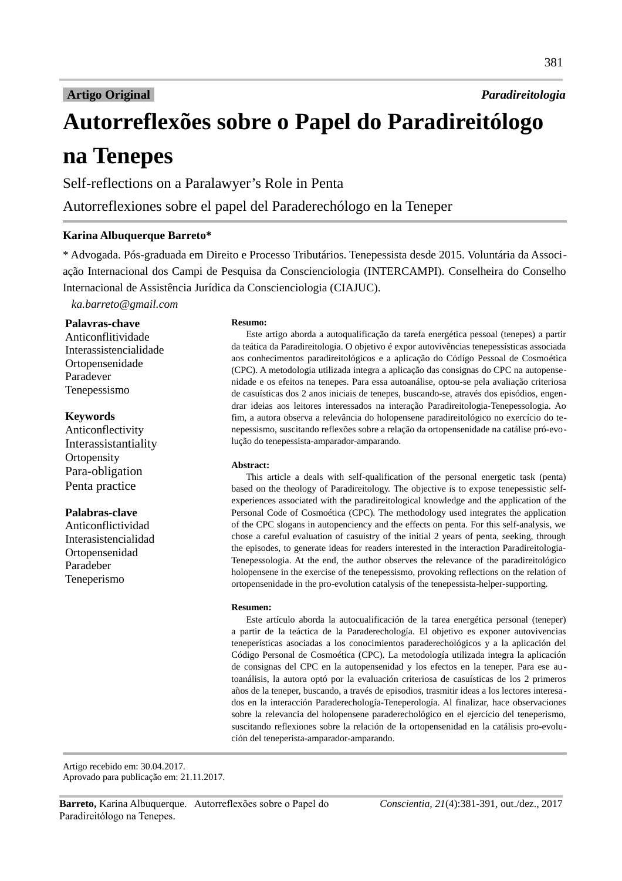**Artigo Original** *Paradireitologia*

# Autorreflexões sobre o Papel do Paradireitólogo na Tenepes

Self-reflections on a Paralawyer's Role in Penta

Autorreflexiones sobre el papel del Paraderechólogo en la Teneper

**Karina Albuquerque Barreto***

* Advogada. Pós-graduada em Direito e Processo Tributários. Tenepessista desde 2015. Voluntária da Associação Internacional dos Campi de Pesquisa da Conscienciologia (INTERCAMPI). Conselheira do Conselho Internacional de Assistência Jurídica da Conscienciologia (CIAJUC).

*ka.barreto@gmail.com*

**Palavras-chave**
Anticonflitividade
Interassistencialidade
Ortopensenidade
Paradever
Tenepessismo

**Keywords**
Anticonflectivity
Interassistantiality
Ortopensity
Para-obligation
Penta practice

**Palabras-clave**
Anticonflictividad
Interasistencialidad
Ortopensenidad
Paradeber
Teneperismo

**Resumo:**

Este artigo aborda a autoqualificação da tarefa energética pessoal (tenepes) a partir da teática da Paradireitologia. O objetivo é expor autovivências tenepessísticas associada aos conhecimentos paradireitológicos e a aplicação do Código Pessoal de Cosmoética (CPC). A metodologia utilizada integra a aplicação das consignas do CPC na autopensenidade e os efeitos na tenepes. Para essa autoanálise, optou-se pela avaliação criteriosa de casuísticas dos 2 anos iniciais de tenepes, buscando-se, através dos episódios, engendrar ideias aos leitores interessados na interação Paradireitologia-Tenepessologia. Ao fim, a autora observa a relevância do holopensene paradireitológico no exercício do tenepessismo, suscitando reflexões sobre a relação da ortopensenidade na catálise pró-evolução do tenepessista-amparador-amparando.

**Abstract:**

This article a deals with self-qualification of the personal energetic task (penta) based on the theology of Paradireitology. The objective is to expose tenepessistic self-experiences associated with the paradireitological knowledge and the application of the Personal Code of Cosmoética (CPC). The methodology used integrates the application of the CPC slogans in autopenciency and the effects on penta. For this self-analysis, we chose a careful evaluation of casuistry of the initial 2 years of penta, seeking, through the episodes, to generate ideas for readers interested in the interaction Paradireitologia-Tenepessologia. At the end, the author observes the relevance of the paradireitológico holopensene in the exercise of the tenepessismo, provoking reflections on the relation of ortopensenidade in the pro-evolution catalysis of the tenepessista-helper-supporting.

**Resumen:**

Este artículo aborda la autocualificación de la tarea energética personal (teneper) a partir de la teáctica de la Paraderechología. El objetivo es exponer autovivencias teneperísticas asociadas a los conocimientos paraderechológicos y a la aplicación del Código Personal de Cosmoética (CPC). La metodología utilizada integra la aplicación de consignas del CPC en la autopensenidad y los efectos en la teneper. Para ese autoanálisis, la autora optó por la evaluación criteriosa de casuísticas de los 2 primeros años de la teneper, buscando, a través de episodios, trasmitir ideas a los lectores interesados en la interacción Paraderechología-Teneperología. Al finalizar, hace observaciones sobre la relevancia del holopensene paraderechológico en el ejercicio del teneperismo, suscitando reflexiones sobre la relación de la ortopensenidad en la catálisis pro-evolución del teneperista-amparador-amparando.

Artigo recebido em: 30.04.2017.
Aprovado para publicação em: 21.11.2017.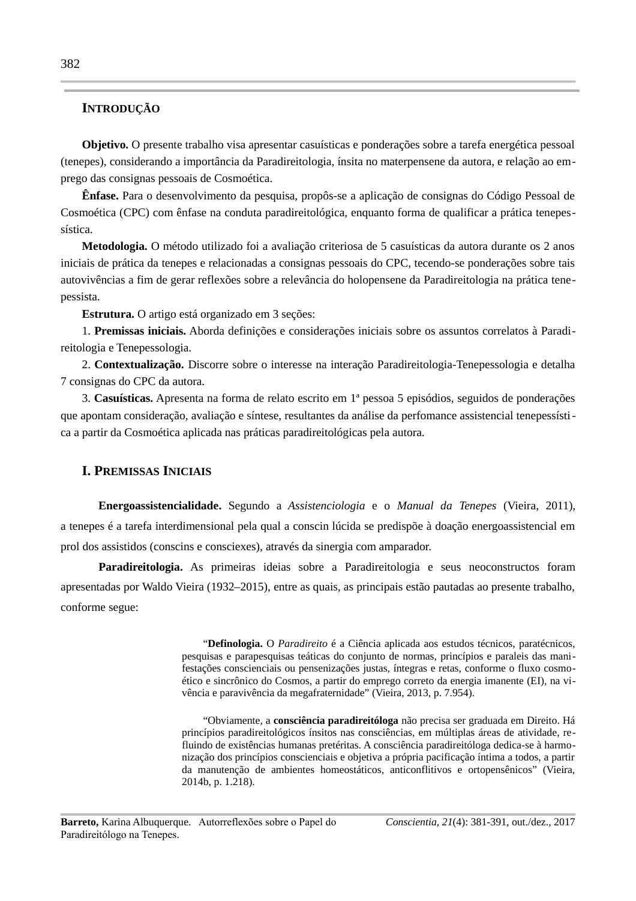## Introdução

**Objetivo.** O presente trabalho visa apresentar casuísticas e ponderações sobre a tarefa energética pessoal (tenepes), considerando a importância da Paradireitologia, ínsita no materpensene da autora, e relação ao emprego das consignas pessoais de Cosmoética.

**Ênfase.** Para o desenvolvimento da pesquisa, propôs-se a aplicação de consignas do Código Pessoal de Cosmoética (CPC) com ênfase na conduta paradireitológica, enquanto forma de qualificar a prática tenepessística.

**Metodologia.** O método utilizado foi a avaliação criteriosa de 5 casuísticas da autora durante os 2 anos iniciais de prática da tenepes e relacionadas a consignas pessoais do CPC, tecendo-se ponderações sobre tais autovivências a fim de gerar reflexões sobre a relevância do holopensene da Paradireitologia na prática tenepessista.

**Estrutura.** O artigo está organizado em 3 seções:

1. **Premissas iniciais.** Aborda definições e considerações iniciais sobre os assuntos correlatos à Paradireitologia e Tenepessologia.

2. **Contextualização.** Discorre sobre o interesse na interação Paradireitologia-Tenepessologia e detalha 7 consignas do CPC da autora.

3. **Casuísticas.** Apresenta na forma de relato escrito em 1ª pessoa 5 episódios, seguidos de ponderações que apontam consideração, avaliação e síntese, resultantes da análise da perfomance assistencial tenepessística a partir da Cosmoética aplicada nas práticas paradireitológicas pela autora.

## I. Premissas Iniciais

**Energoassistencialidade.** Segundo a *Assistenciologia* e o *Manual da Tenepes* (Vieira, 2011), a tenepes é a tarefa interdimensional pela qual a conscin lúcida se predispõe à doação energoassistencial em prol dos assistidos (conscins e consciexes), através da sinergia com amparador.

**Paradireitologia.** As primeiras ideias sobre a Paradireitologia e seus neoconstructos foram apresentadas por Waldo Vieira (1932–2015), entre as quais, as principais estão pautadas ao presente trabalho, conforme segue:

> "**Definologia.** O *Paradireito* é a Ciência aplicada aos estudos técnicos, paratécnicos, pesquisas e parapesquisas teáticas do conjunto de normas, princípios e paraleis das manifestações conscienciais ou pensenizações justas, íntegras e retas, conforme o fluxo cosmoético e sincrônico do Cosmos, a partir do emprego correto da energia imanente (EI), na vivência e paravivência da megafraternidade" (Vieira, 2013, p. 7.954).

> "Obviamente, a **consciência paradireitóloga** não precisa ser graduada em Direito. Há princípios paradireitológicos ínsitos nas consciências, em múltiplas áreas de atividade, refluindo de existências humanas pretéritas. A consciência paradireitóloga dedica-se à harmonização dos princípios conscienciais e objetiva a própria pacificação íntima a todos, a partir da manutenção de ambientes homeostáticos, anticonflitivos e ortopensênicos" (Vieira, 2014b, p. 1.218).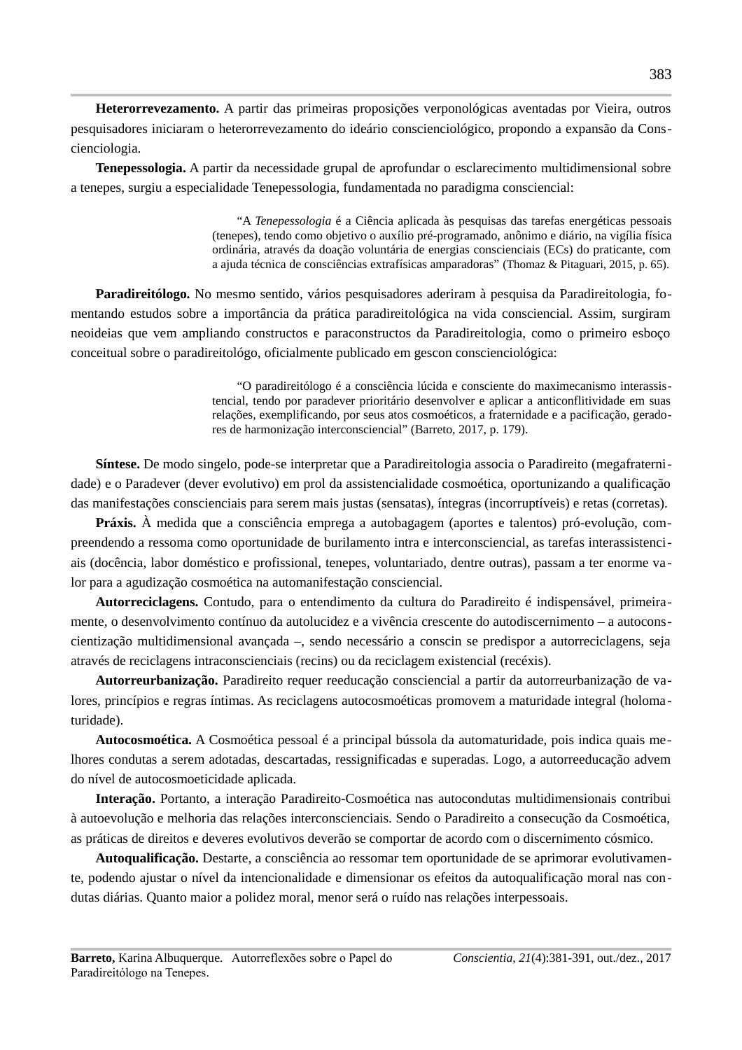**Heterorrevezamento.** A partir das primeiras proposições verponológicas aventadas por Vieira, outros pesquisadores iniciaram o heterorrevezamento do ideário conscienciológico, propondo a expansão da Conscienciologia.

**Tenepessologia.** A partir da necessidade grupal de aprofundar o esclarecimento multidimensional sobre a tenepes, surgiu a especialidade Tenepessologia, fundamentada no paradigma consciencial:

> "A *Tenepessologia* é a Ciência aplicada às pesquisas das tarefas energéticas pessoais (tenepes), tendo como objetivo o auxílio pré-programado, anônimo e diário, na vigília física ordinária, através da doação voluntária de energias conscienciais (ECs) do praticante, com a ajuda técnica de consciências extrafísicas amparadoras" (Thomaz & Pitaguari, 2015, p. 65).

**Paradireitólogo.** No mesmo sentido, vários pesquisadores aderiram à pesquisa da Paradireitologia, fomentando estudos sobre a importância da prática paradireitológica na vida consciencial. Assim, surgiram neoideias que vem ampliando constructos e paraconstructos da Paradireitologia, como o primeiro esboço conceitual sobre o paradireitológo, oficialmente publicado em gescon conscienciológica:

> "O paradireitólogo é a consciência lúcida e consciente do maximecanismo interassistencial, tendo por paradever prioritário desenvolver e aplicar a anticonflitividade em suas relações, exemplificando, por seus atos cosmoéticos, a fraternidade e a pacificação, geradores de harmonização interconsciencial" (Barreto, 2017, p. 179).

**Síntese.** De modo singelo, pode-se interpretar que a Paradireitologia associa o Paradireito (megafraternidade) e o Paradever (dever evolutivo) em prol da assistencialidade cosmoética, oportunizando a qualificação das manifestações conscienciais para serem mais justas (sensatas), íntegras (incorruptíveis) e retas (corretas).

**Práxis.** À medida que a consciência emprega a autobagagem (aportes e talentos) pró-evolução, compreendendo a ressoma como oportunidade de burilamento intra e interconsciencial, as tarefas interassistenciais (docência, labor doméstico e profissional, tenepes, voluntariado, dentre outras), passam a ter enorme valor para a agudização cosmoética na automanifestação consciencial.

**Autorreciclagens.** Contudo, para o entendimento da cultura do Paradireito é indispensável, primeiramente, o desenvolvimento contínuo da autolucidez e a vivência crescente do autodiscernimento – a autoconscientização multidimensional avançada –, sendo necessário a conscin se predispor a autorreciclagens, seja através de reciclagens intraconscienciais (recins) ou da reciclagem existencial (recéxis).

**Autorreurbanização.** Paradireito requer reeducação consciencial a partir da autorreurbanização de valores, princípios e regras íntimas. As reciclagens autocosmoéticas promovem a maturidade integral (holomaturidade).

**Autocosmoética.** A Cosmoética pessoal é a principal bússola da automaturidade, pois indica quais melhores condutas a serem adotadas, descartadas, ressignificadas e superadas. Logo, a autorreeducação advem do nível de autocosmoeticidade aplicada.

**Interação.** Portanto, a interação Paradireito-Cosmoética nas autocondutas multidimensionais contribui à autoevolução e melhoria das relações interconscienciais. Sendo o Paradireito a consecução da Cosmoética, as práticas de direitos e deveres evolutivos deverão se comportar de acordo com o discernimento cósmico.

**Autoqualificação.** Destarte, a consciência ao ressomar tem oportunidade de se aprimorar evolutivamente, podendo ajustar o nível da intencionalidade e dimensionar os efeitos da autoqualificação moral nas condutas diárias. Quanto maior a polidez moral, menor será o ruído nas relações interpessoais.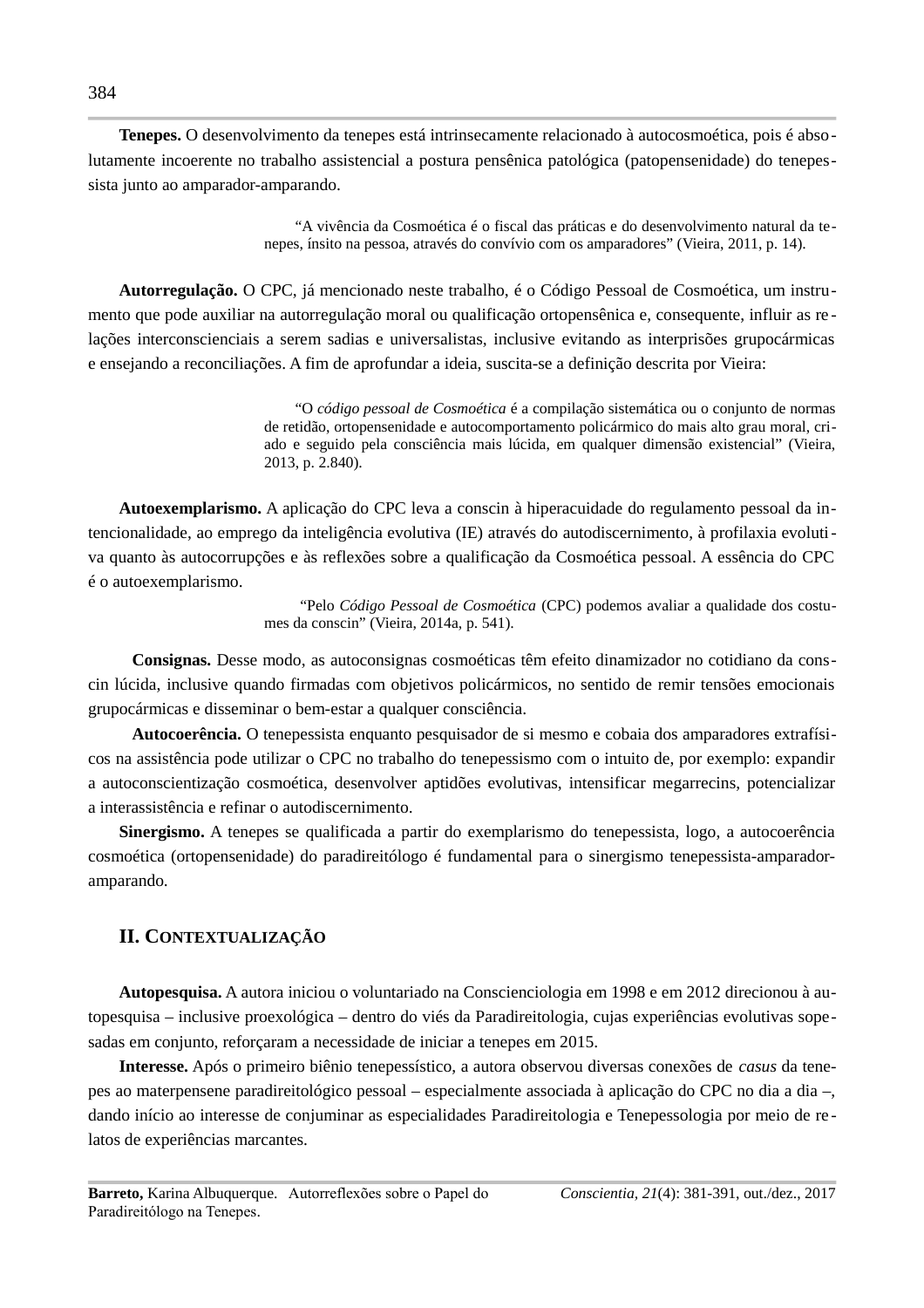**Tenepes.** O desenvolvimento da tenepes está intrinsecamente relacionado à autocosmoética, pois é absolutamente incoerente no trabalho assistencial a postura pensênica patológica (patopensenidade) do tenepessista junto ao amparador-amparando.

> "A vivência da Cosmoética é o fiscal das práticas e do desenvolvimento natural da tenepes, ínsito na pessoa, através do convívio com os amparadores" (Vieira, 2011, p. 14).

**Autorregulação.** O CPC, já mencionado neste trabalho, é o Código Pessoal de Cosmoética, um instrumento que pode auxiliar na autorregulação moral ou qualificação ortopensênica e, consequente, influir as relações interconscienciais a serem sadias e universalistas, inclusive evitando as interprisões grupocármicas e ensejando a reconciliações. A fim de aprofundar a ideia, suscita-se a definição descrita por Vieira:

> "O *código pessoal de Cosmoética* é a compilação sistemática ou o conjunto de normas de retidão, ortopensenidade e autocomportamento policármico do mais alto grau moral, criado e seguido pela consciência mais lúcida, em qualquer dimensão existencial" (Vieira, 2013, p. 2.840).

**Autoexemplarismo.** A aplicação do CPC leva a conscin à hiperacuidade do regulamento pessoal da intencionalidade, ao emprego da inteligência evolutiva (IE) através do autodiscernimento, à profilaxia evolutiva quanto às autocorrupções e às reflexões sobre a qualificação da Cosmoética pessoal. A essência do CPC é o autoexemplarismo.

> "Pelo *Código Pessoal de Cosmoética* (CPC) podemos avaliar a qualidade dos costumes da conscin" (Vieira, 2014a, p. 541).

**Consignas.** Desse modo, as autoconsignas cosmoéticas têm efeito dinamizador no cotidiano da conscin lúcida, inclusive quando firmadas com objetivos policármicos, no sentido de remir tensões emocionais grupocármicas e disseminar o bem-estar a qualquer consciência.

**Autocoerência.** O tenepessista enquanto pesquisador de si mesmo e cobaia dos amparadores extrafísicos na assistência pode utilizar o CPC no trabalho do tenepessismo com o intuito de, por exemplo: expandir a autoconscientização cosmoética, desenvolver aptidões evolutivas, intensificar megarrecins, potencializar a interassistência e refinar o autodiscernimento.

**Sinergismo.** A tenepes se qualificada a partir do exemplarismo do tenepessista, logo, a autocoerência cosmoética (ortopensenidade) do paradireitólogo é fundamental para o sinergismo tenepessista-amparador-amparando.

## II. Contextualização

**Autopesquisa.** A autora iniciou o voluntariado na Conscienciologia em 1998 e em 2012 direcionou à autopesquisa – inclusive proexológica – dentro do viés da Paradireitologia, cujas experiências evolutivas sopesadas em conjunto, reforçaram a necessidade de iniciar a tenepes em 2015.

**Interesse.** Após o primeiro biênio tenepessístico, a autora observou diversas conexões de *casus* da tenepes ao materpensene paradireitológico pessoal – especialmente associada à aplicação do CPC no dia a dia –, dando início ao interesse de conjuminar as especialidades Paradireitologia e Tenepessologia por meio de relatos de experiências marcantes.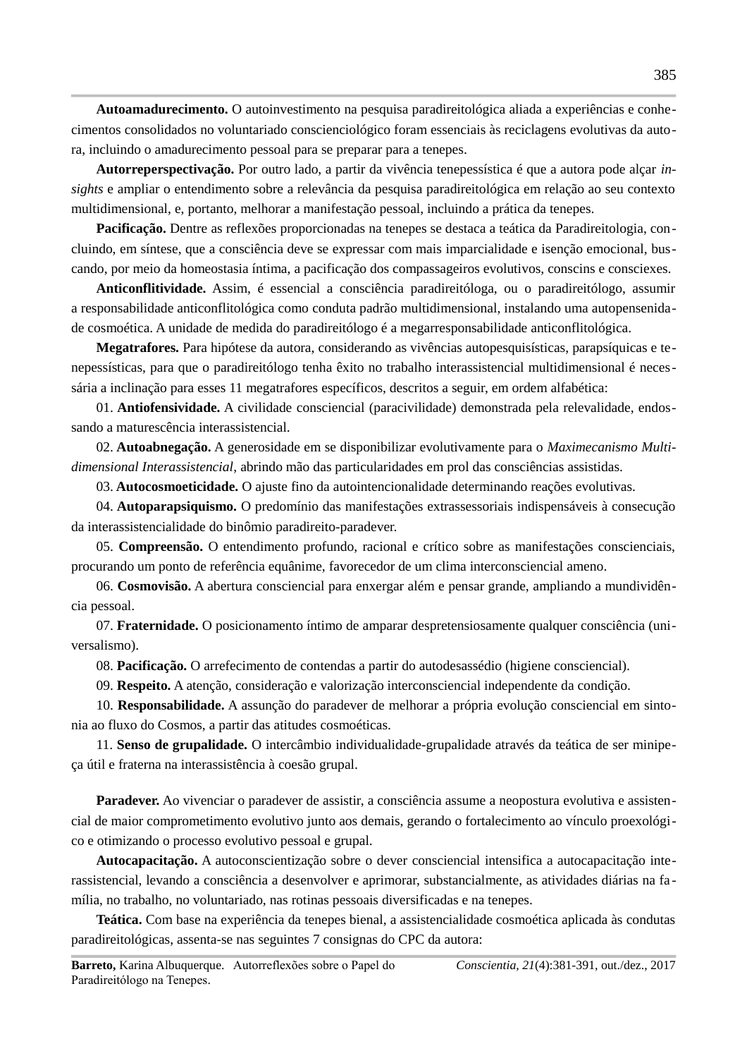**Autoamadurecimento.** O autoinvestimento na pesquisa paradireitológica aliada a experiências e conhecimentos consolidados no voluntariado conscienciológico foram essenciais às reciclagens evolutivas da autora, incluindo o amadurecimento pessoal para se preparar para a tenepes.

**Autorreperspectivação.** Por outro lado, a partir da vivência tenepessística é que a autora pode alçar *insights* e ampliar o entendimento sobre a relevância da pesquisa paradireitológica em relação ao seu contexto multidimensional, e, portanto, melhorar a manifestação pessoal, incluindo a prática da tenepes.

**Pacificação.** Dentre as reflexões proporcionadas na tenepes se destaca a teática da Paradireitologia, concluindo, em síntese, que a consciência deve se expressar com mais imparcialidade e isenção emocional, buscando, por meio da homeostasia íntima, a pacificação dos compassageiros evolutivos, conscins e consciexes.

**Anticonflitividade.** Assim, é essencial a consciência paradireitóloga, ou o paradireitólogo, assumir a responsabilidade anticonflitológica como conduta padrão multidimensional, instalando uma autopensenidade cosmoética. A unidade de medida do paradireitólogo é a megarresponsabilidade anticonflitológica.

**Megatrafores.** Para hipótese da autora, considerando as vivências autopesquisísticas, parapsíquicas e tenepessísticas, para que o paradireitólogo tenha êxito no trabalho interassistencial multidimensional é necessária a inclinação para esses 11 megatrafores específicos, descritos a seguir, em ordem alfabética:

01. **Antiofensividade.** A civilidade consciencial (paracivilidade) demonstrada pela relevalidade, endossando a maturescência interassistencial.

02. **Autoabnegação.** A generosidade em se disponibilizar evolutivamente para o *Maximecanismo Multidimensional Interassistencial*, abrindo mão das particularidades em prol das consciências assistidas.

03. **Autocosmoeticidade.** O ajuste fino da autointencionalidade determinando reações evolutivas.

04. **Autoparapsiquismo.** O predomínio das manifestações extrassessoriais indispensáveis à consecução da interassistencialidade do binômio paradireito-paradever.

05. **Compreensão.** O entendimento profundo, racional e crítico sobre as manifestações conscienciais, procurando um ponto de referência equânime, favorecedor de um clima interconsciencial ameno.

06. **Cosmovisão.** A abertura consciencial para enxergar além e pensar grande, ampliando a mundividência pessoal.

07. **Fraternidade.** O posicionamento íntimo de amparar despretensiosamente qualquer consciência (universalismo).

08. **Pacificação.** O arrefecimento de contendas a partir do autodesassédio (higiene consciencial).

09. **Respeito.** A atenção, consideração e valorização interconsciencial independente da condição.

10. **Responsabilidade.** A assunção do paradever de melhorar a própria evolução consciencial em sintonia ao fluxo do Cosmos, a partir das atitudes cosmoéticas.

11. **Senso de grupalidade.** O intercâmbio individualidade-grupalidade através da teática de ser minipeça útil e fraterna na interassistência à coesão grupal.

**Paradever.** Ao vivenciar o paradever de assistir, a consciência assume a neopostura evolutiva e assistencial de maior comprometimento evolutivo junto aos demais, gerando o fortalecimento ao vínculo proexológico e otimizando o processo evolutivo pessoal e grupal.

**Autocapacitação.** A autoconscientização sobre o dever consciencial intensifica a autocapacitação interassistencial, levando a consciência a desenvolver e aprimorar, substancialmente, as atividades diárias na família, no trabalho, no voluntariado, nas rotinas pessoais diversificadas e na tenepes.

**Teática.** Com base na experiência da tenepes bienal, a assistencialidade cosmoética aplicada às condutas paradireitológicas, assenta-se nas seguintes 7 consignas do CPC da autora: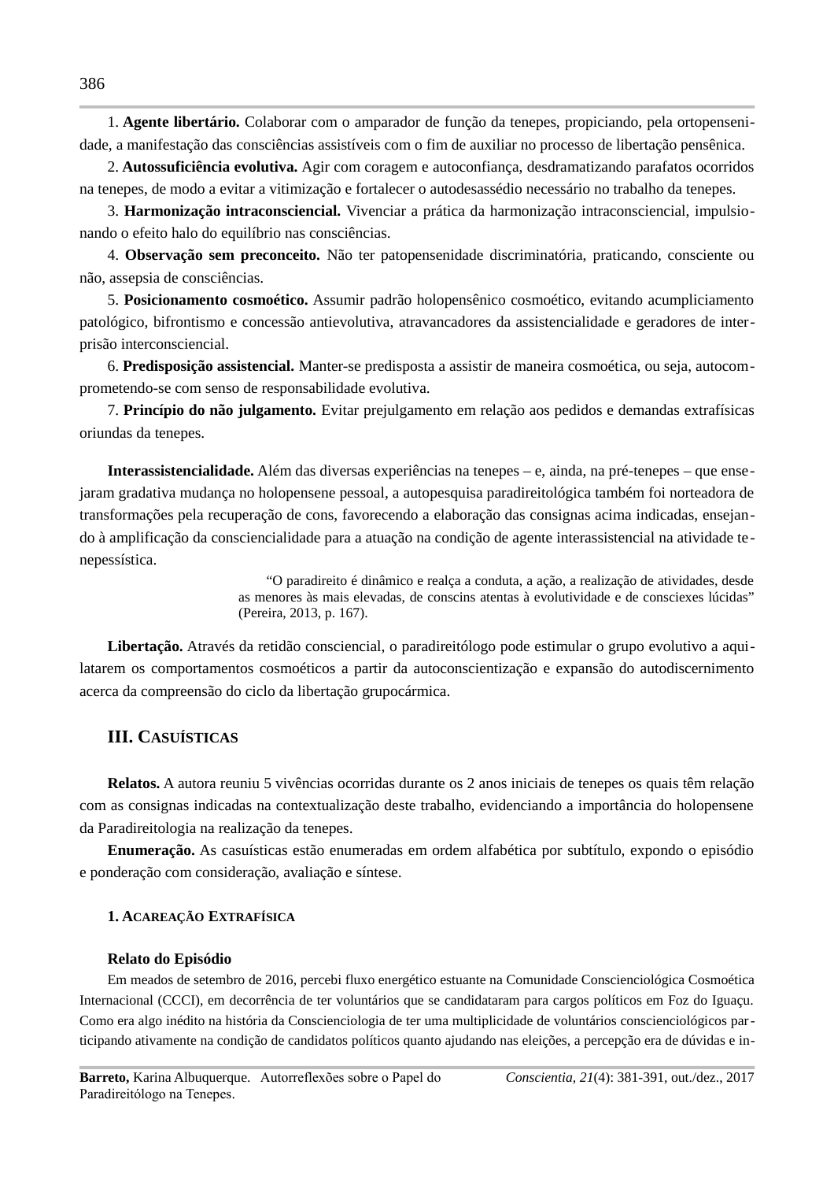1. **Agente libertário.** Colaborar com o amparador de função da tenepes, propiciando, pela ortopensenidade, a manifestação das consciências assistíveis com o fim de auxiliar no processo de libertação pensênica.

2. **Autossuficiência evolutiva.** Agir com coragem e autoconfiança, desdramatizando parafatos ocorridos na tenepes, de modo a evitar a vitimização e fortalecer o autodesassédio necessário no trabalho da tenepes.

3. **Harmonização intraconsciencial.** Vivenciar a prática da harmonização intraconsciencial, impulsionando o efeito halo do equilíbrio nas consciências.

4. **Observação sem preconceito.** Não ter patopensenidade discriminatória, praticando, consciente ou não, assepsia de consciências.

5. **Posicionamento cosmoético.** Assumir padrão holopensênico cosmoético, evitando acumpliciamento patológico, bifrontismo e concessão antievolutiva, atravancadores da assistencialidade e geradores de interprisão interconsciencial.

6. **Predisposição assistencial.** Manter-se predisposta a assistir de maneira cosmoética, ou seja, autocomprometendo-se com senso de responsabilidade evolutiva.

7. **Princípio do não julgamento.** Evitar prejulgamento em relação aos pedidos e demandas extrafísicas oriundas da tenepes.

**Interassistencialidade.** Além das diversas experiências na tenepes – e, ainda, na pré-tenepes – que ensejaram gradativa mudança no holopensene pessoal, a autopesquisa paradireitológica também foi norteadora de transformações pela recuperação de cons, favorecendo a elaboração das consignas acima indicadas, ensejando à amplificação da consciencialidade para a atuação na condição de agente interassistencial na atividade tenepessística.

> "O paradireito é dinâmico e realça a conduta, a ação, a realização de atividades, desde as menores às mais elevadas, de conscins atentas à evolutividade e de consciexes lúcidas" (Pereira, 2013, p. 167).

**Libertação.** Através da retidão consciencial, o paradireitólogo pode estimular o grupo evolutivo a aquilatarem os comportamentos cosmoéticos a partir da autoconscientização e expansão do autodiscernimento acerca da compreensão do ciclo da libertação grupocármica.

## III. Casuísticas

**Relatos.** A autora reuniu 5 vivências ocorridas durante os 2 anos iniciais de tenepes os quais têm relação com as consignas indicadas na contextualização deste trabalho, evidenciando a importância do holopensene da Paradireitologia na realização da tenepes.

**Enumeração.** As casuísticas estão enumeradas em ordem alfabética por subtítulo, expondo o episódio e ponderação com consideração, avaliação e síntese.

### 1. Acareação Extrafísica

**Relato do Episódio**

Em meados de setembro de 2016, percebi fluxo energético estuante na Comunidade Conscienciológica Cosmoética Internacional (CCCI), em decorrência de ter voluntários que se candidataram para cargos políticos em Foz do Iguaçu. Como era algo inédito na história da Conscienciologia de ter uma multiplicidade de voluntários conscienciológicos participando ativamente na condição de candidatos políticos quanto ajudando nas eleições, a percepção era de dúvidas e in-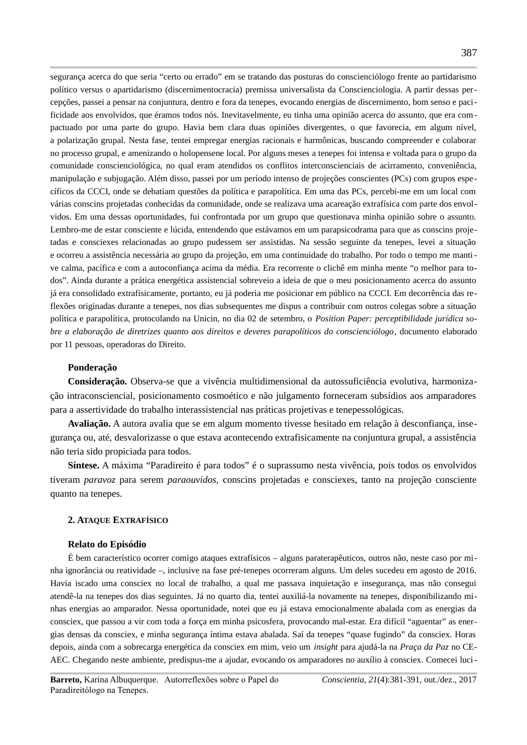segurança acerca do que seria “certo ou errado” em se tratando das posturas do conscienciólogo frente ao partidarismo político versus o apartidarismo (discernimentocracia) premissa universalista da Conscienciologia. A partir dessas percepções, passei a pensar na conjuntura, dentro e fora da tenepes, evocando energias de discernimento, bom senso e pacificidade aos envolvidos, que éramos todos nós. Inevitavelmente, eu tinha uma opinião acerca do assunto, que era compactuado por uma parte do grupo. Havia bem clara duas opiniões divergentes, o que favorecia, em algum nível, a polarização grupal. Nesta fase, tentei empregar energias racionais e harmônicas, buscando compreender e colaborar no processo grupal, e amenizando o holopensene local. Por alguns meses a tenepes foi intensa e voltada para o grupo da comunidade conscienciológica, no qual eram atendidos os conflitos interconscienciais de acirramento, conveniência, manipulação e subjugação. Além disso, passei por um período intenso de projeções conscientes (PCs) com grupos específicos da CCCI, onde se debatiam questões da política e parapolítica. Em uma das PCs, percebi-me em um local com várias conscins projetadas conhecidas da comunidade, onde se realizava uma acareação extrafísica com parte dos envolvidos. Em uma dessas oportunidades, fui confrontada por um grupo que questionava minha opinião sobre o assunto. Lembro-me de estar consciente e lúcida, entendendo que estávamos em um parapsicodrama para que as conscins projetadas e consciexes relacionadas ao grupo pudessem ser assistidas. Na sessão seguinte da tenepes, levei a situação e ocorreu a assistência necessária ao grupo da projeção, em uma continuidade do trabalho. Por todo o tempo me mantive calma, pacífica e com a autoconfiança acima da média. Era recorrente o clichê em minha mente “o melhor para todos”. Ainda durante a prática energética assistencial sobreveio a ideia de que o meu posicionamento acerca do assunto já era consolidado extrafisicamente, portanto, eu já poderia me posicionar em público na CCCI. Em decorrência das reflexões originadas durante a tenepes, nos dias subsequentes me dispus a contribuir com outros colegas sobre a situação política e parapolítica, protocolando na Unicin, no dia 02 de setembro, o *Position Paper: perceptibilidade jurídica sobre a elaboração de diretrizes quanto aos direitos e deveres parapolíticos do conscienciólogo*, documento elaborado por 11 pessoas, operadoras do Direito.

**Ponderação**

**Consideração.** Observa-se que a vivência multidimensional da autossuficiência evolutiva, harmonização intraconsciencial, posicionamento cosmoético e não julgamento forneceram subsídios aos amparadores para a assertividade do trabalho interassistencial nas práticas projetivas e tenepessológicas.

**Avaliação.** A autora avalia que se em algum momento tivesse hesitado em relação à desconfiança, insegurança ou, até, desvalorizasse o que estava acontecendo extrafisicamente na conjuntura grupal, a assistência não teria sido propiciada para todos.

**Síntese.** A máxima “Paradireito é para todos” é o suprassumo nesta vivência, pois todos os envolvidos tiveram *paravoz* para serem *paraouvidos*, conscins projetadas e consciexes, tanto na projeção consciente quanto na tenepes.

## 2. Ataque Extrafísico

**Relato do Episódio**

É bem característico ocorrer comigo ataques extrafísicos – alguns paraterapêuticos, outros não, neste caso por minha ignorância ou reatividade –, inclusive na fase pré-tenepes ocorreram alguns. Um deles sucedeu em agosto de 2016. Havia iscado uma consciex no local de trabalho, a qual me passava inquietação e insegurança, mas não consegui atendê-la na tenepes dos dias seguintes. Já no quarto dia, tentei auxiliá-la novamente na tenepes, disponibilizando minhas energias ao amparador. Nessa oportunidade, notei que eu já estava emocionalmente abalada com as energias da consciex, que passou a vir com toda a força em minha psicosfera, provocando mal-estar. Era difícil “aguentar” as energias densas da consciex, e minha segurança íntima estava abalada. Saí da tenepes “quase fugindo” da consciex. Horas depois, ainda com a sobrecarga energética da consciex em mim, veio um *insight* para ajudá-la na *Praça da Paz* no CEAEC. Chegando neste ambiente, predispus-me a ajudar, evocando os amparadores no auxílio à consciex. Comecei luci-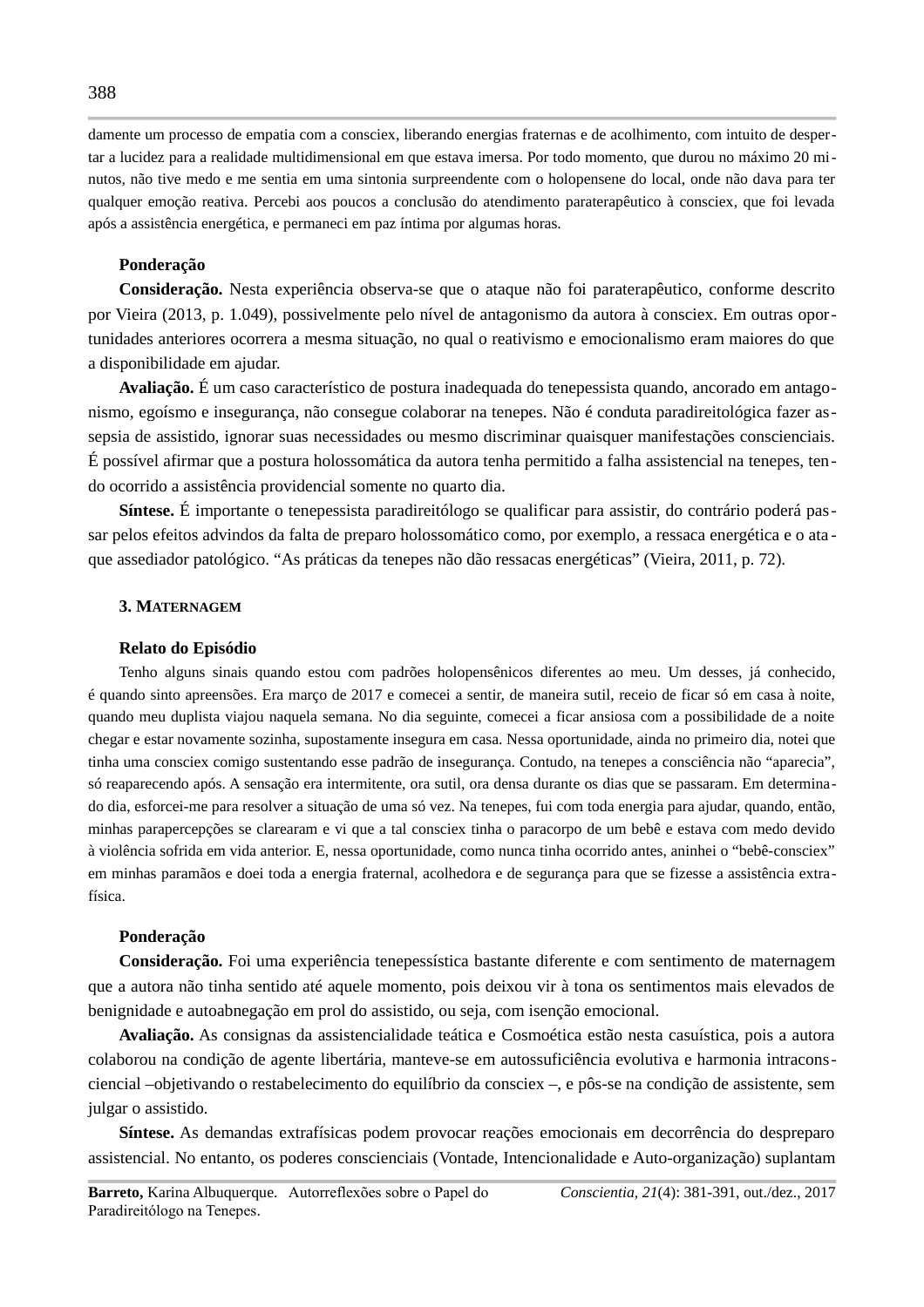damente um processo de empatia com a consciex, liberando energias fraternas e de acolhimento, com intuito de despertar a lucidez para a realidade multidimensional em que estava imersa. Por todo momento, que durou no máximo 20 minutos, não tive medo e me sentia em uma sintonia surpreendente com o holopensene do local, onde não dava para ter qualquer emoção reativa. Percebi aos poucos a conclusão do atendimento paraterapêutico à consciex, que foi levada após a assistência energética, e permaneci em paz íntima por algumas horas.

**Ponderação**

**Consideração.** Nesta experiência observa-se que o ataque não foi paraterapêutico, conforme descrito por Vieira (2013, p. 1.049), possivelmente pelo nível de antagonismo da autora à consciex. Em outras oportunidades anteriores ocorrera a mesma situação, no qual o reativismo e emocionalismo eram maiores do que a disponibilidade em ajudar.

**Avaliação.** É um caso característico de postura inadequada do tenepessista quando, ancorado em antagonismo, egoísmo e insegurança, não consegue colaborar na tenepes. Não é conduta paradireitológica fazer assepsia de assistido, ignorar suas necessidades ou mesmo discriminar quaisquer manifestações conscienciais. É possível afirmar que a postura holossomática da autora tenha permitido a falha assistencial na tenepes, tendo ocorrido a assistência providencial somente no quarto dia.

**Síntese.** É importante o tenepessista paradireitólogo se qualificar para assistir, do contrário poderá passar pelos efeitos advindos da falta de preparo holossomático como, por exemplo, a ressaca energética e o ataque assediador patológico. "As práticas da tenepes não dão ressacas energéticas" (Vieira, 2011, p. 72).

### 3. Maternagem

**Relato do Episódio**

Tenho alguns sinais quando estou com padrões holopensênicos diferentes ao meu. Um desses, já conhecido, é quando sinto apreensões. Era março de 2017 e comecei a sentir, de maneira sutil, receio de ficar só em casa à noite, quando meu duplista viajou naquela semana. No dia seguinte, comecei a ficar ansiosa com a possibilidade de a noite chegar e estar novamente sozinha, supostamente insegura em casa. Nessa oportunidade, ainda no primeiro dia, notei que tinha uma consciex comigo sustentando esse padrão de insegurança. Contudo, na tenepes a consciência não "aparecia", só reaparecendo após. A sensação era intermitente, ora sutil, ora densa durante os dias que se passaram. Em determinado dia, esforcei-me para resolver a situação de uma só vez. Na tenepes, fui com toda energia para ajudar, quando, então, minhas parapercepções se clarearam e vi que a tal consciex tinha o paracorpo de um bebê e estava com medo devido à violência sofrida em vida anterior. E, nessa oportunidade, como nunca tinha ocorrido antes, aninhei o "bebê-consciex" em minhas paramãos e doei toda a energia fraternal, acolhedora e de segurança para que se fizesse a assistência extrafísica.

**Ponderação**

**Consideração.** Foi uma experiência tenepessística bastante diferente e com sentimento de maternagem que a autora não tinha sentido até aquele momento, pois deixou vir à tona os sentimentos mais elevados de benignidade e autoabnegação em prol do assistido, ou seja, com isenção emocional.

**Avaliação.** As consignas da assistencialidade teática e Cosmoética estão nesta casuística, pois a autora colaborou na condição de agente libertária, manteve-se em autossuficiência evolutiva e harmonia intraconsciencial –objetivando o restabelecimento do equilíbrio da consciex –, e pôs-se na condição de assistente, sem julgar o assistido.

**Síntese.** As demandas extrafísicas podem provocar reações emocionais em decorrência do despreparo assistencial. No entanto, os poderes conscienciais (Vontade, Intencionalidade e Auto-organização) suplantam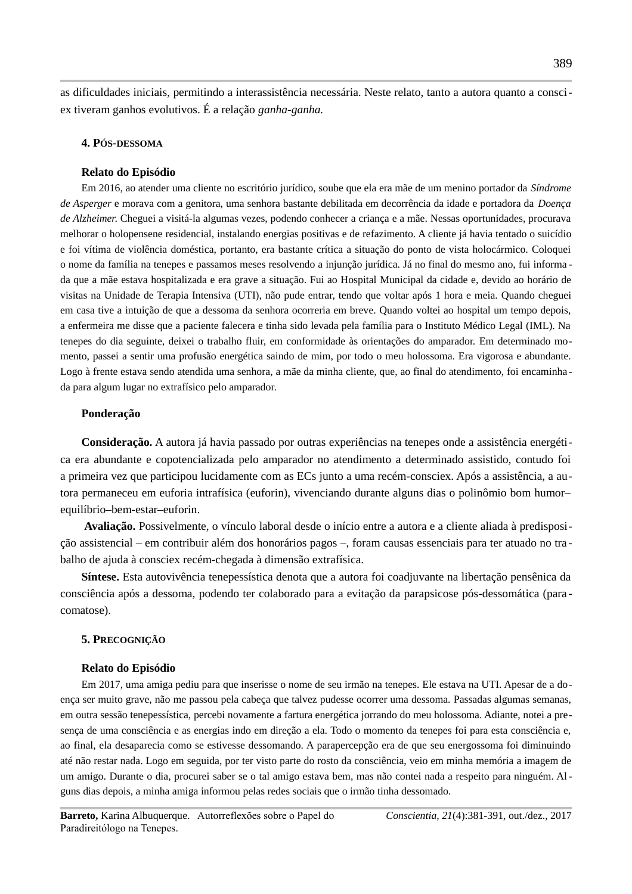as dificuldades iniciais, permitindo a interassistência necessária. Neste relato, tanto a autora quanto a consciex tiveram ganhos evolutivos. É a relação *ganha-ganha.*

**4. Pós-dessoma**

**Relato do Episódio**

Em 2016, ao atender uma cliente no escritório jurídico, soube que ela era mãe de um menino portador da *Síndrome de Asperger* e morava com a genitora, uma senhora bastante debilitada em decorrência da idade e portadora da *Doença de Alzheimer.* Cheguei a visitá-la algumas vezes, podendo conhecer a criança e a mãe. Nessas oportunidades, procurava melhorar o holopensene residencial, instalando energias positivas e de refazimento. A cliente já havia tentado o suicídio e foi vítima de violência doméstica, portanto, era bastante crítica a situação do ponto de vista holocármico. Coloquei o nome da família na tenepes e passamos meses resolvendo a injunção jurídica. Já no final do mesmo ano, fui informada que a mãe estava hospitalizada e era grave a situação. Fui ao Hospital Municipal da cidade e, devido ao horário de visitas na Unidade de Terapia Intensiva (UTI), não pude entrar, tendo que voltar após 1 hora e meia. Quando cheguei em casa tive a intuição de que a dessoma da senhora ocorreria em breve. Quando voltei ao hospital um tempo depois, a enfermeira me disse que a paciente falecera e tinha sido levada pela família para o Instituto Médico Legal (IML). Na tenepes do dia seguinte, deixei o trabalho fluir, em conformidade às orientações do amparador. Em determinado momento, passei a sentir uma profusão energética saindo de mim, por todo o meu holossoma. Era vigorosa e abundante. Logo à frente estava sendo atendida uma senhora, a mãe da minha cliente, que, ao final do atendimento, foi encaminhada para algum lugar no extrafísico pelo amparador.

**Ponderação**

**Consideração.** A autora já havia passado por outras experiências na tenepes onde a assistência energética era abundante e copotencializada pelo amparador no atendimento a determinado assistido, contudo foi a primeira vez que participou lucidamente com as ECs junto a uma recém-consciex. Após a assistência, a autora permaneceu em euforia intrafísica (euforin), vivenciando durante alguns dias o polinômio bom humor–equilíbrio–bem-estar–euforin.

**Avaliação.** Possivelmente, o vínculo laboral desde o início entre a autora e a cliente aliada à predisposição assistencial – em contribuir além dos honorários pagos –, foram causas essenciais para ter atuado no trabalho de ajuda à consciex recém-chegada à dimensão extrafísica.

**Síntese.** Esta autovivência tenepessística denota que a autora foi coadjuvante na libertação pensênica da consciência após a dessoma, podendo ter colaborado para a evitação da parapsicose pós-dessomática (paracomatose).

**5. Precognição**

**Relato do Episódio**

Em 2017, uma amiga pediu para que inserisse o nome de seu irmão na tenepes. Ele estava na UTI. Apesar de a doença ser muito grave, não me passou pela cabeça que talvez pudesse ocorrer uma dessoma. Passadas algumas semanas, em outra sessão tenepessística, percebi novamente a fartura energética jorrando do meu holossoma. Adiante, notei a presença de uma consciência e as energias indo em direção a ela. Todo o momento da tenepes foi para esta consciência e, ao final, ela desaparecia como se estivesse dessomando. A parapercepção era de que seu energossoma foi diminuindo até não restar nada. Logo em seguida, por ter visto parte do rosto da consciência, veio em minha memória a imagem de um amigo. Durante o dia, procurei saber se o tal amigo estava bem, mas não contei nada a respeito para ninguém. Alguns dias depois, a minha amiga informou pelas redes sociais que o irmão tinha dessomado.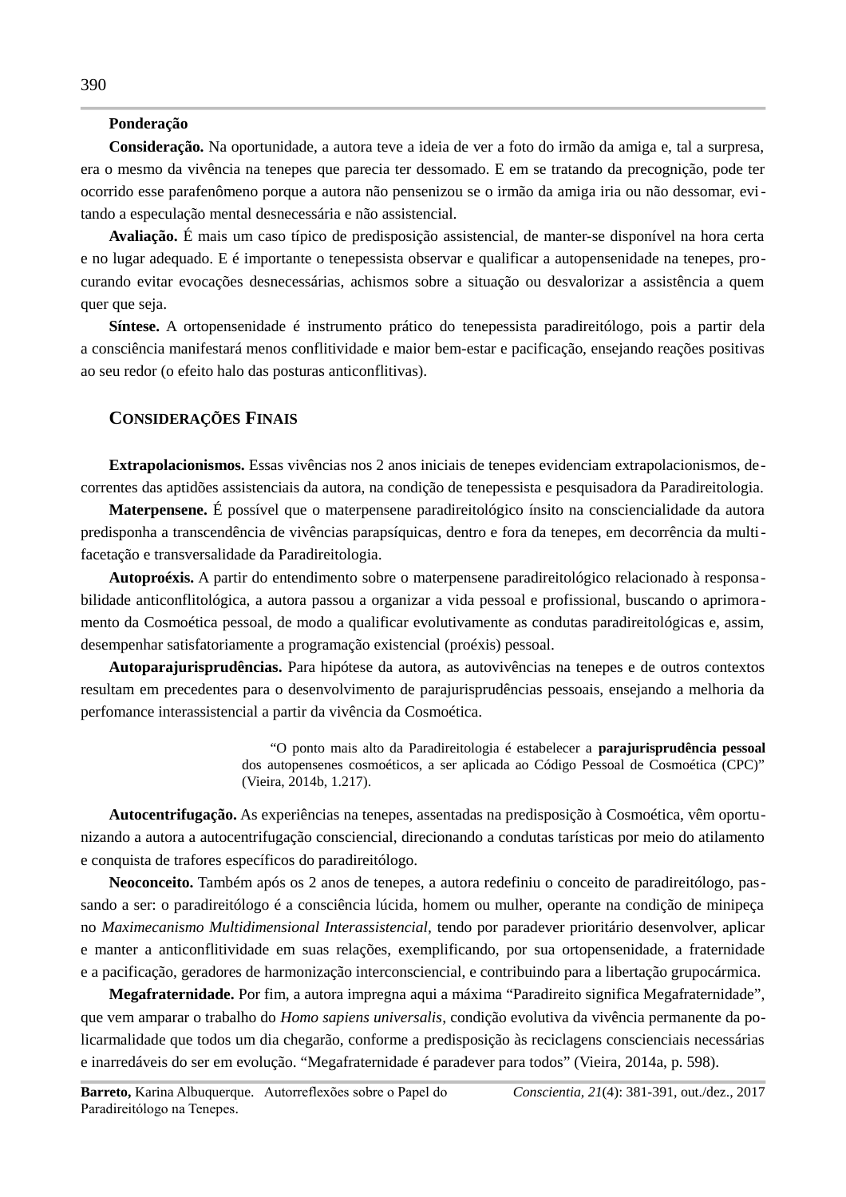**Ponderação**

**Consideração.** Na oportunidade, a autora teve a ideia de ver a foto do irmão da amiga e, tal a surpresa, era o mesmo da vivência na tenepes que parecia ter dessomado. E em se tratando da precognição, pode ter ocorrido esse parafenômeno porque a autora não pensenizou se o irmão da amiga iria ou não dessomar, evitando a especulação mental desnecessária e não assistencial.

**Avaliação.** É mais um caso típico de predisposição assistencial, de manter-se disponível na hora certa e no lugar adequado. E é importante o tenepessista observar e qualificar a autopensenidade na tenepes, procurando evitar evocações desnecessárias, achismos sobre a situação ou desvalorizar a assistência a quem quer que seja.

**Síntese.** A ortopensenidade é instrumento prático do tenepessista paradireitólogo, pois a partir dela a consciência manifestará menos conflitividade e maior bem-estar e pacificação, ensejando reações positivas ao seu redor (o efeito halo das posturas anticonflitivas).

## Considerações Finais

**Extrapolacionismos.** Essas vivências nos 2 anos iniciais de tenepes evidenciam extrapolacionismos, decorrentes das aptidões assistenciais da autora, na condição de tenepessista e pesquisadora da Paradireitologia.

**Materpensene.** É possível que o materpensene paradireitológico ínsito na consciencialidade da autora predisponha a transcendência de vivências parapsíquicas, dentro e fora da tenepes, em decorrência da multifacetação e transversalidade da Paradireitologia.

**Autoproéxis.** A partir do entendimento sobre o materpensene paradireitológico relacionado à responsabilidade anticonflitológica, a autora passou a organizar a vida pessoal e profissional, buscando o aprimoramento da Cosmoética pessoal, de modo a qualificar evolutivamente as condutas paradireitológicas e, assim, desempenhar satisfatoriamente a programação existencial (proéxis) pessoal.

**Autoparajurisprudências.** Para hipótese da autora, as autovivências na tenepes e de outros contextos resultam em precedentes para o desenvolvimento de parajurisprudências pessoais, ensejando a melhoria da perfomance interassistencial a partir da vivência da Cosmoética.

> "O ponto mais alto da Paradireitologia é estabelecer a **parajurisprudência pessoal** dos autopensenes cosmoéticos, a ser aplicada ao Código Pessoal de Cosmoética (CPC)" (Vieira, 2014b, 1.217).

**Autocentrifugação.** As experiências na tenepes, assentadas na predisposição à Cosmoética, vêm oportunizando a autora a autocentrifugação consciencial, direcionando a condutas tarísticas por meio do atilamento e conquista de trafores específicos do paradireitólogo.

**Neoconceito.** Também após os 2 anos de tenepes, a autora redefiniu o conceito de paradireitólogo, passando a ser: o paradireitólogo é a consciência lúcida, homem ou mulher, operante na condição de minipeça no *Maximecanismo Multidimensional Interassistencial*, tendo por paradever prioritário desenvolver, aplicar e manter a anticonflitividade em suas relações, exemplificando, por sua ortopensenidade, a fraternidade e a pacificação, geradores de harmonização interconsciencial, e contribuindo para a libertação grupocármica.

**Megafraternidade.** Por fim, a autora impregna aqui a máxima "Paradireito significa Megafraternidade", que vem amparar o trabalho do *Homo sapiens universalis*, condição evolutiva da vivência permanente da policarmalidade que todos um dia chegarão, conforme a predisposição às reciclagens conscienciais necessárias e inarredáveis do ser em evolução. "Megafraternidade é paradever para todos" (Vieira, 2014a, p. 598).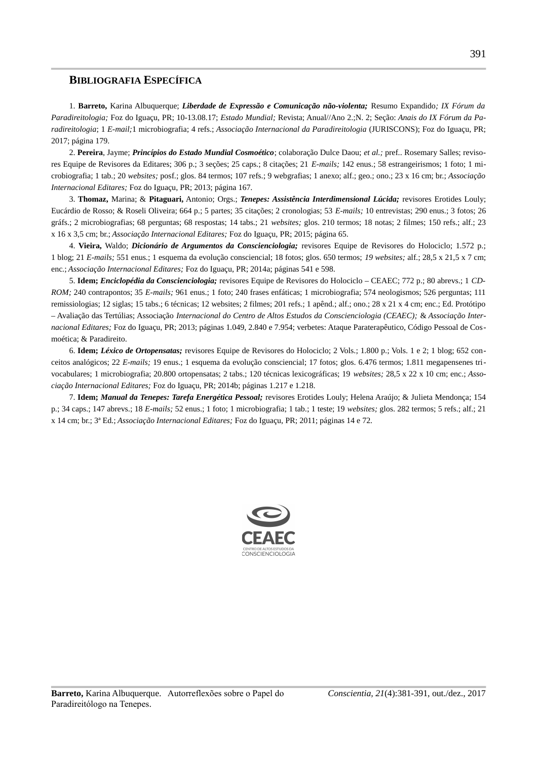## BIBLIOGRAFIA ESPECÍFICA

1. **Barreto,** Karina Albuquerque; ***Liberdade de Expressão e Comunicação não-violenta;*** Resumo Expandido*; IX Fórum da Paradireitologia;* Foz do Iguaçu, PR; 10-13.08.17; *Estado Mundial;* Revista; Anual//Ano 2.;N. 2; Seção: *Anais do IX Fórum da Paradireitologia*; 1 *E-mail;*1 microbiografia; 4 refs.; *Associação Internacional da Paradireitologia* (JURISCONS); Foz do Iguaçu, PR; 2017; página 179.

2. **Pereira**, Jayme; ***Princípios do Estado Mundial Cosmoético***; colaboração Dulce Daou; *et al.;* pref.. Rosemary Salles; revisores Equipe de Revisores da Editares; 306 p.; 3 seções; 25 caps.; 8 citações; 21 *E-mails;* 142 enus.; 58 estrangeirismos; 1 foto; 1 microbiografia; 1 tab.; 20 *websites;* posf.; glos. 84 termos; 107 refs.; 9 webgrafias; 1 anexo; alf.; geo.; ono.; 23 x 16 cm; br.; *Associação Internacional Editares;* Foz do Iguaçu, PR; 2013; página 167.

3. **Thomaz,** Marina; & **Pitaguari,** Antonio; Orgs.; ***Tenepes: Assistência Interdimensional Lúcida;*** revisores Erotides Louly; Eucárdio de Rosso; & Roseli Oliveira; 664 p.; 5 partes; 35 citações; 2 cronologias; 53 *E-mails;* 10 entrevistas; 290 enus.; 3 fotos; 26 gráfs.; 2 microbiografias; 68 perguntas; 68 respostas; 14 tabs.; 21 *websites;* glos. 210 termos; 18 notas; 2 filmes; 150 refs.; alf.; 23 x 16 x 3,5 cm; br.; *Associação Internacional Editares;* Foz do Iguaçu, PR; 2015; página 65.

4. **Vieira,** Waldo; ***Dicionário de Argumentos da Conscienciologia;*** revisores Equipe de Revisores do Holociclo; 1.572 p.; 1 blog; 21 *E-mails;* 551 enus.; 1 esquema da evolução consciencial; 18 fotos; glos. 650 termos; *19 websites;* alf.; 28,5 x 21,5 x 7 cm; enc.; *Associação Internacional Editares;* Foz do Iguaçu, PR; 2014a; páginas 541 e 598.

5. **Idem; *Enciclopédia da Conscienciologia;*** revisores Equipe de Revisores do Holociclo – CEAEC; 772 p.; 80 abrevs.; 1 *CD-ROM;* 240 contrapontos; 35 *E-mails;* 961 enus.; 1 foto; 240 frases enfáticas; 1 microbiografia; 574 neologismos; 526 perguntas; 111 remissiologias; 12 siglas; 15 tabs.; 6 técnicas; 12 websites; 2 filmes; 201 refs.; 1 apênd.; alf.; ono.; 28 x 21 x 4 cm; enc.; Ed. Protótipo – Avaliação das Tertúlias; Associação *Internacional do Centro de Altos Estudos da Conscienciologia (CEAEC);* & *Associação Internacional Editares;* Foz do Iguaçu, PR; 2013; páginas 1.049, 2.840 e 7.954; verbetes: Ataque Paraterapêutico, Código Pessoal de Cosmoética; & Paradireito.

6. **Idem; *Léxico de Ortopensatas;*** revisores Equipe de Revisores do Holociclo; 2 Vols.; 1.800 p.; Vols. 1 e 2; 1 blog; 652 conceitos analógicos; 22 *E-mails;* 19 enus.; 1 esquema da evolução consciencial; 17 fotos; glos. 6.476 termos; 1.811 megapensenes trivocabulares; 1 microbiografia; 20.800 ortopensatas; 2 tabs.; 120 técnicas lexicográficas; 19 *websites;* 28,5 x 22 x 10 cm; enc.; *Associação Internacional Editares;* Foz do Iguaçu, PR; 2014b; páginas 1.217 e 1.218.

7. **Idem; *Manual da Tenepes: Tarefa Energética Pessoal;*** revisores Erotides Louly; Helena Araújo; & Julieta Mendonça; 154 p.; 34 caps.; 147 abrevs.; 18 *E-mails;* 52 enus.; 1 foto; 1 microbiografia; 1 tab.; 1 teste; 19 *websites;* glos. 282 termos; 5 refs.; alf.; 21 x 14 cm; br.; 3ª Ed.; *Associação Internacional Editares;* Foz do Iguaçu, PR; 2011; páginas 14 e 72.

CEAEC
CENTRO DE ALTOS ESTUDOS DA CONSCIENCIOLOGIA